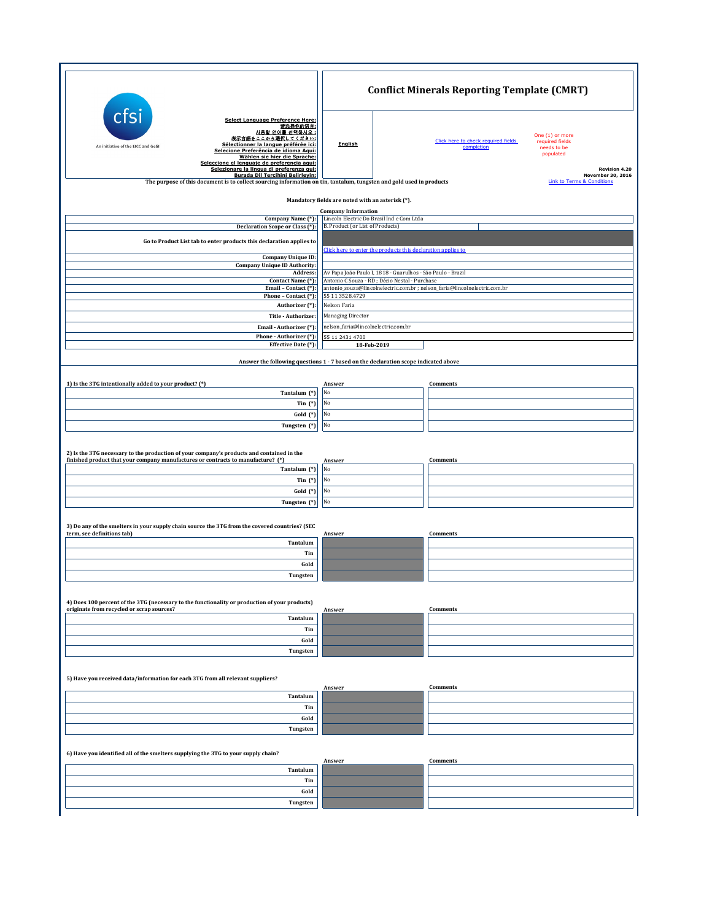# Conflict Minerals Reporting Template (CMRT)

cfsi

An initiative of the EICC and GeSI

Select Language Preference Here:
请选择你的语言:
사용할 언어를 선택하시오 :
表示言語をここから選択してください:
Sélectionner la langue préférée ici:
Selecione Preferência de idioma Aqui:
Wählen sie hier die Sprache:
Seleccione el lenguaje de preferencia aqui:
Selezionare la lingua di preferenza qui:
Burada Dil Tercihini Belirleyin:

English

Click here to check required fields completion

One (1) or more required fields needs to be populated

Revision 4.20
November 30, 2016

Link to Terms & Conditions

The purpose of this document is to collect sourcing information on tin, tantalum, tungsten and gold used in products

Mandatory fields are noted with an asterisk (*).

## Company Information

| | |
|---|---|
| Company Name (*): | Lincoln Electric Do Brasil Ind e Com Ltda |
| Declaration Scope or Class (*): | B. Product (or List of Products) |
| Go to Product List tab to enter products this declaration applies to | Click here to enter the products this declaration applies to |
| Company Unique ID: | |
| Company Unique ID Authority: | |
| Address: | Av Papa João Paulo I, 1818 - Guarulhos - São Paulo - Brazil |
| Contact Name (*): | Antonio C Souza - RD ; Décio Nestal - Purchase |
| Email – Contact (*): | antonio_souza@lincolnelectric.com.br ; nelson_faria@lincolnelectric.com.br |
| Phone – Contact (*): | 55 11 3528.4729 |
| Authorizer (*): | Nelson Faria |
| Title - Authorizer: | Managing Director |
| Email - Authorizer (*): | nelson_faria@lincolnelectric.com.br |
| Phone - Authorizer (*): | 55 11 2431 4700 |
| Effective Date (*): | 18-Feb-2019 |

Answer the following questions 1 - 7 based on the declaration scope indicated above

### 1) Is the 3TG intentionally added to your product? (*)

| | Answer | Comments |
|---|---|---|
| Tantalum (*) | No | |
| Tin (*) | No | |
| Gold (*) | No | |
| Tungsten (*) | No | |

### 2) Is the 3TG necessary to the production of your company's products and contained in the finished product that your company manufactures or contracts to manufacture? (*)

| | Answer | Comments |
|---|---|---|
| Tantalum (*) | No | |
| Tin (*) | No | |
| Gold (*) | No | |
| Tungsten (*) | No | |

### 3) Do any of the smelters in your supply chain source the 3TG from the covered countries? (SEC term, see definitions tab)

| | Answer | Comments |
|---|---|---|
| Tantalum | | |
| Tin | | |
| Gold | | |
| Tungsten | | |

### 4) Does 100 percent of the 3TG (necessary to the functionality or production of your products) originate from recycled or scrap sources?

| | Answer | Comments |
|---|---|---|
| Tantalum | | |
| Tin | | |
| Gold | | |
| Tungsten | | |

### 5) Have you received data/information for each 3TG from all relevant suppliers?

| | Answer | Comments |
|---|---|---|
| Tantalum | | |
| Tin | | |
| Gold | | |
| Tungsten | | |

### 6) Have you identified all of the smelters supplying the 3TG to your supply chain?

| | Answer | Comments |
|---|---|---|
| Tantalum | | |
| Tin | | |
| Gold | | |
| Tungsten | | |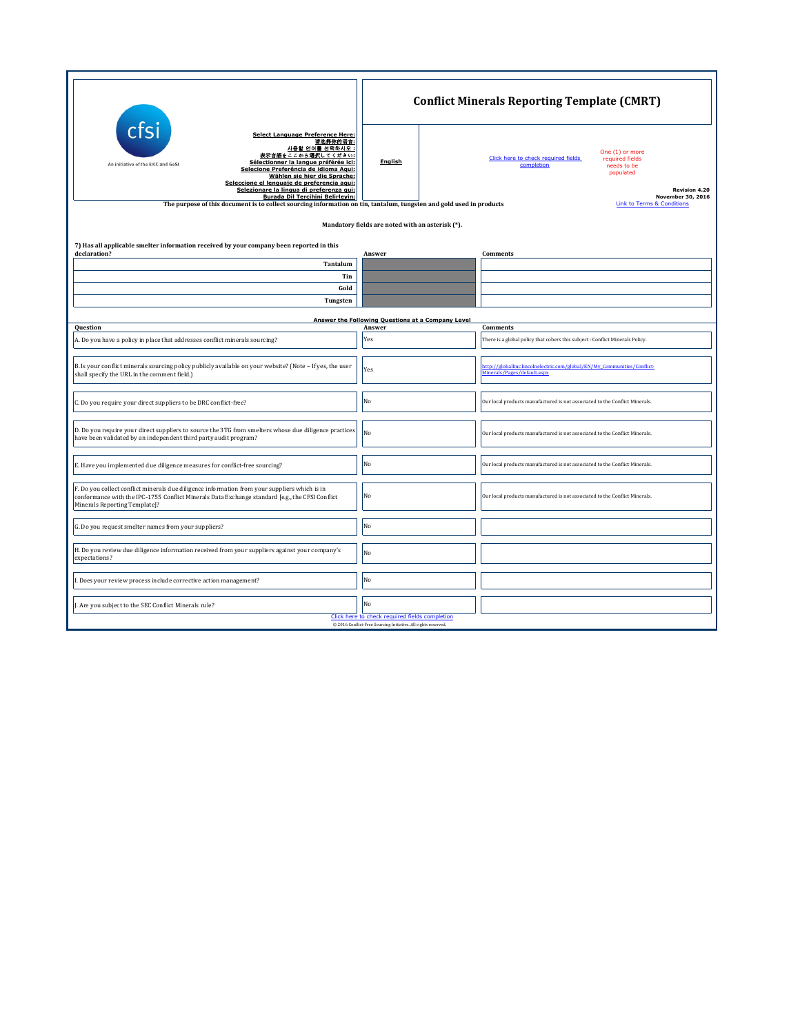cfsi

An initiative of the EICC and GeSI

**Select Language Preference Here:**
**请选择你的语言:**
**사용할 언어를 선택하시오 :**
**表示言語をここから選択してください:**
**Sélectionner la langue préférée ici:**
**Selecione Preferência de idioma Aqui:**
**Wählen sie hier die Sprache:**
**Seleccione el lenguaje de preferencia aqui:**
**Selezionare la lingua di preferenza qui:**
**Burada Dil Tercihini Belirleyin:**

**English**

# Conflict Minerals Reporting Template (CMRT)

Click here to check required fields completion

One (1) or more required fields needs to be populated

**Revision 4.20**
**November 30, 2016**
Link to Terms & Conditions

**The purpose of this document is to collect sourcing information on tin, tantalum, tungsten and gold used in products**

**Mandatory fields are noted with an asterisk (*).**

| 7) Has all applicable smelter information received by your company been reported in this declaration? | Answer | Comments |
|---|---|---|
| Tantalum | | |
| Tin | | |
| Gold | | |
| Tungsten | | |

**Answer the Following Questions at a Company Level**

| Question | Answer | Comments |
|---|---|---|
| A. Do you have a policy in place that addresses conflict minerals sourcing? | Yes | There is a global policy that cobers this subject : Conflict Minerals Policy. |
| B. Is your conflict minerals sourcing policy publicly available on your website? (Note – If yes, the user shall specify the URL in the comment field.) | Yes | http://globallinc.lincolnelectric.com/global/EN/My_Communities/Conflict-Minerals/Pages/default.aspx |
| C. Do you require your direct suppliers to be DRC conflict-free? | No | Our local products manufactured is not associated to the Conflict Minerals. |
| D. Do you require your direct suppliers to source the 3TG from smelters whose due diligence practices have been validated by an independent third party audit program? | No | Our local products manufactured is not associated to the Conflict Minerals. |
| E. Have you implemented due diligence measures for conflict-free sourcing? | No | Our local products manufactured is not associated to the Conflict Minerals. |
| F. Do you collect conflict minerals due diligence information from your suppliers which is in conformance with the IPC-1755 Conflict Minerals Data Exchange standard [e.g., the CFSI Conflict Minerals Reporting Template]? | No | Our local products manufactured is not associated to the Conflict Minerals. |
| G. Do you request smelter names from your suppliers? | No | |
| H. Do you review due diligence information received from your suppliers against your company's expectations? | No | |
| I. Does your review process include corrective action management? | No | |
| J. Are you subject to the SEC Conflict Minerals rule? | No | |

Click here to check required fields completion

© 2016 Conflict-Free Sourcing Initiative. All rights reserved.